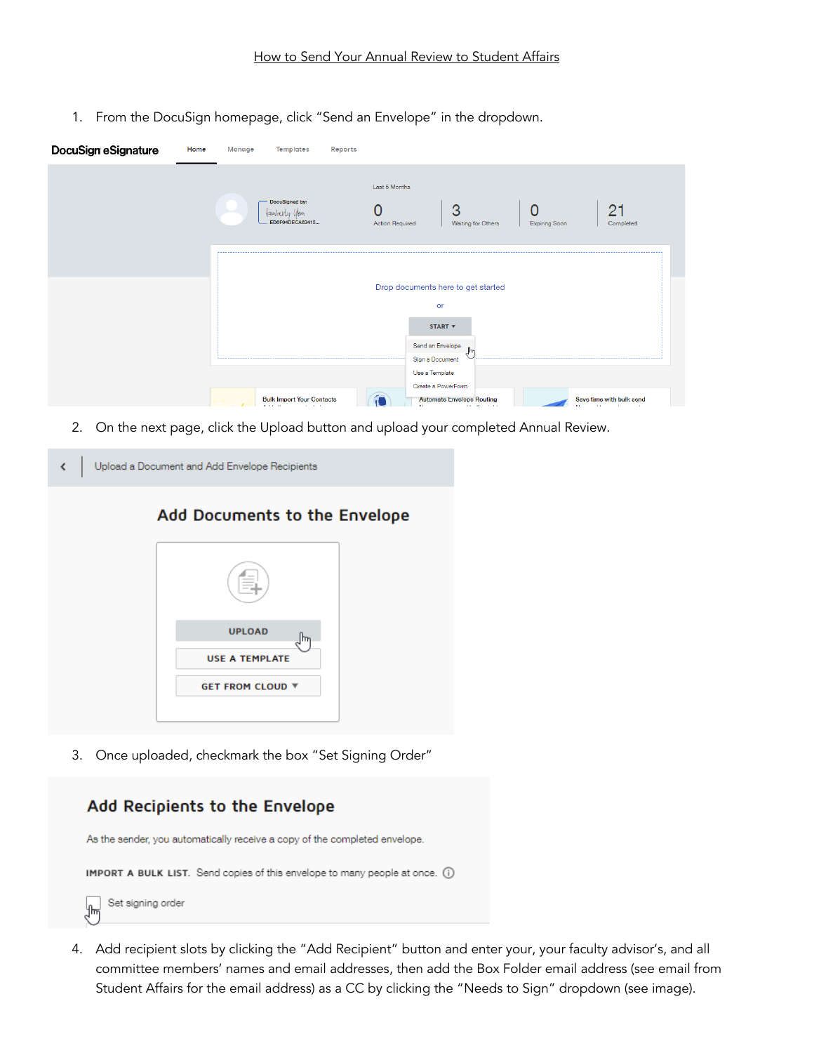How to Send Your Annual Review to Student Affairs

1. From the DocuSign homepage, click "Send an Envelope" in the dropdown.

2. On the next page, click the Upload button and upload your completed Annual Review.

3. Once uploaded, checkmark the box "Set Signing Order"

4. Add recipient slots by clicking the "Add Recipient" button and enter your, your faculty advisor's, and all committee members' names and email addresses, then add the Box Folder email address (see email from Student Affairs for the email address) as a CC by clicking the "Needs to Sign" dropdown (see image).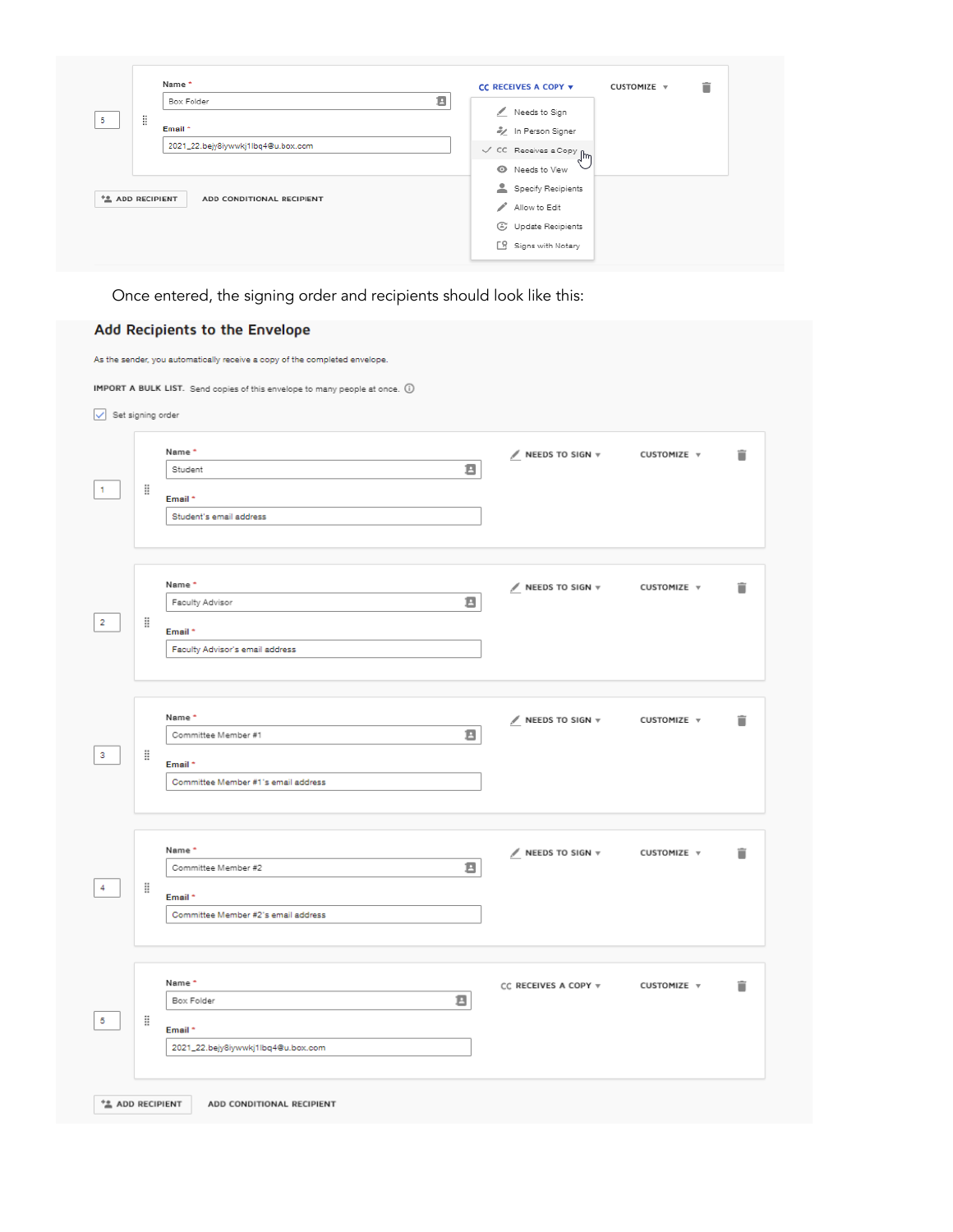Name *

Box Folder

Email *

2021_22.bejy8iywwkj1lbq4@u.box.com

5

CC RECEIVES A COPY ▾

CUSTOMIZE ▾

- Needs to Sign
- In Person Signer
- ✓ CC Receives a Copy
- Needs to View
- Specify Recipients
- Allow to Edit
- Update Recipients
- Signs with Notary

ADD RECIPIENT   ADD CONDITIONAL RECIPIENT

Once entered, the signing order and recipients should look like this:

## Add Recipients to the Envelope

As the sender, you automatically receive a copy of the completed envelope.

IMPORT A BULK LIST. Send copies of this envelope to many people at once.

☑ Set signing order

| Order | Name * | Email * | Action | |
|---|---|---|---|---|
| 1 | Student | Student's email address | NEEDS TO SIGN ▾ | CUSTOMIZE ▾ |
| 2 | Faculty Advisor | Faculty Advisor's email address | NEEDS TO SIGN ▾ | CUSTOMIZE ▾ |
| 3 | Committee Member #1 | Committee Member #1's email address | NEEDS TO SIGN ▾ | CUSTOMIZE ▾ |
| 4 | Committee Member #2 | Committee Member #2's email address | NEEDS TO SIGN ▾ | CUSTOMIZE ▾ |
| 5 | Box Folder | 2021_22.bejy8iywwkj1lbq4@u.box.com | CC RECEIVES A COPY ▾ | CUSTOMIZE ▾ |

ADD RECIPIENT   ADD CONDITIONAL RECIPIENT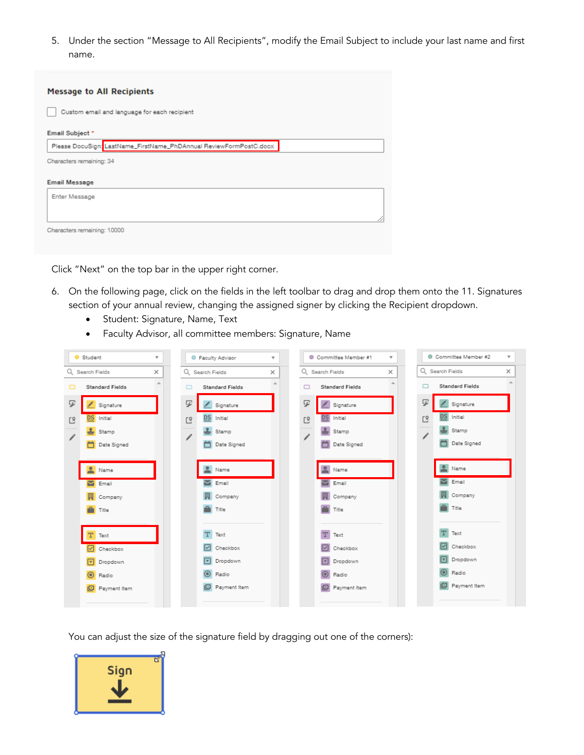5. Under the section "Message to All Recipients", modify the Email Subject to include your last name and first name.

Click "Next" on the top bar in the upper right corner.

6. On the following page, click on the fields in the left toolbar to drag and drop them onto the 11. Signatures section of your annual review, changing the assigned signer by clicking the Recipient dropdown.
   - Student: Signature, Name, Text
   - Faculty Advisor, all committee members: Signature, Name

You can adjust the size of the signature field by dragging out one of the corners):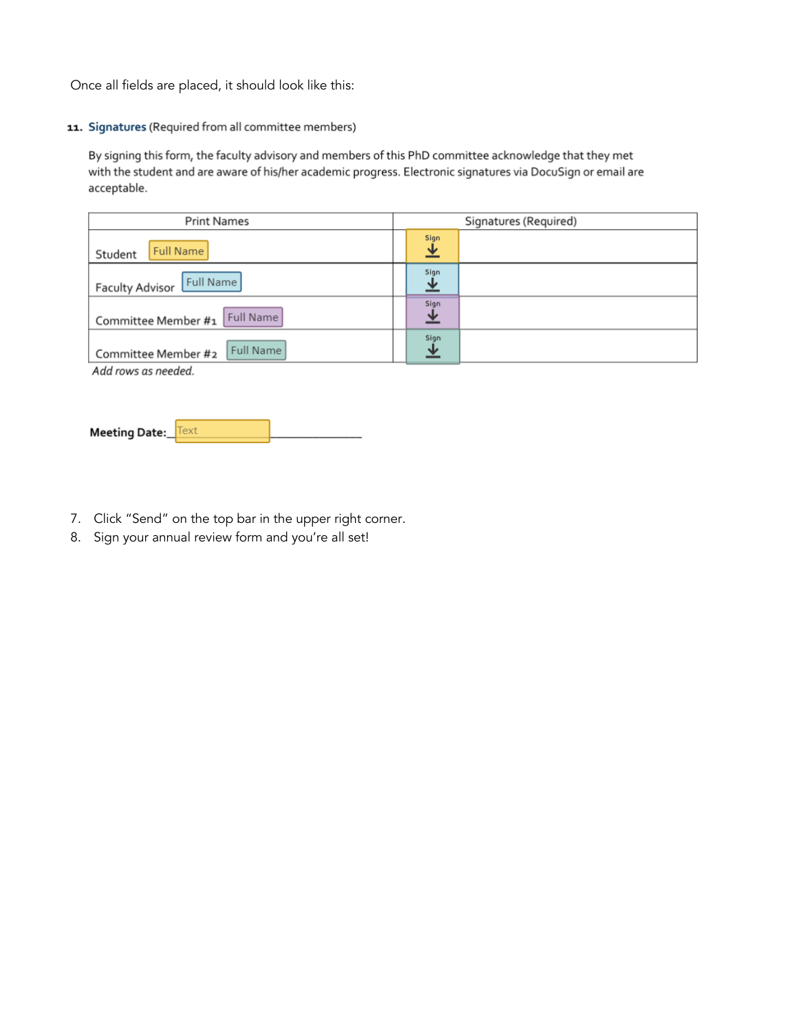Once all fields are placed, it should look like this:

**11. Signatures** (Required from all committee members)

By signing this form, the faculty advisory and members of this PhD committee acknowledge that they met with the student and are aware of his/her academic progress. Electronic signatures via DocuSign or email are acceptable.

| Print Names | Signatures (Required) |
|---|---|
| Student Full Name | Sign |
| Faculty Advisor Full Name | Sign |
| Committee Member #1 Full Name | Sign |
| Committee Member #2 Full Name | Sign |

*Add rows as needed.*

**Meeting Date:**\_Text\_\_\_\_\_\_\_\_\_\_\_\_\_\_\_

7. Click "Send" on the top bar in the upper right corner.
8. Sign your annual review form and you're all set!